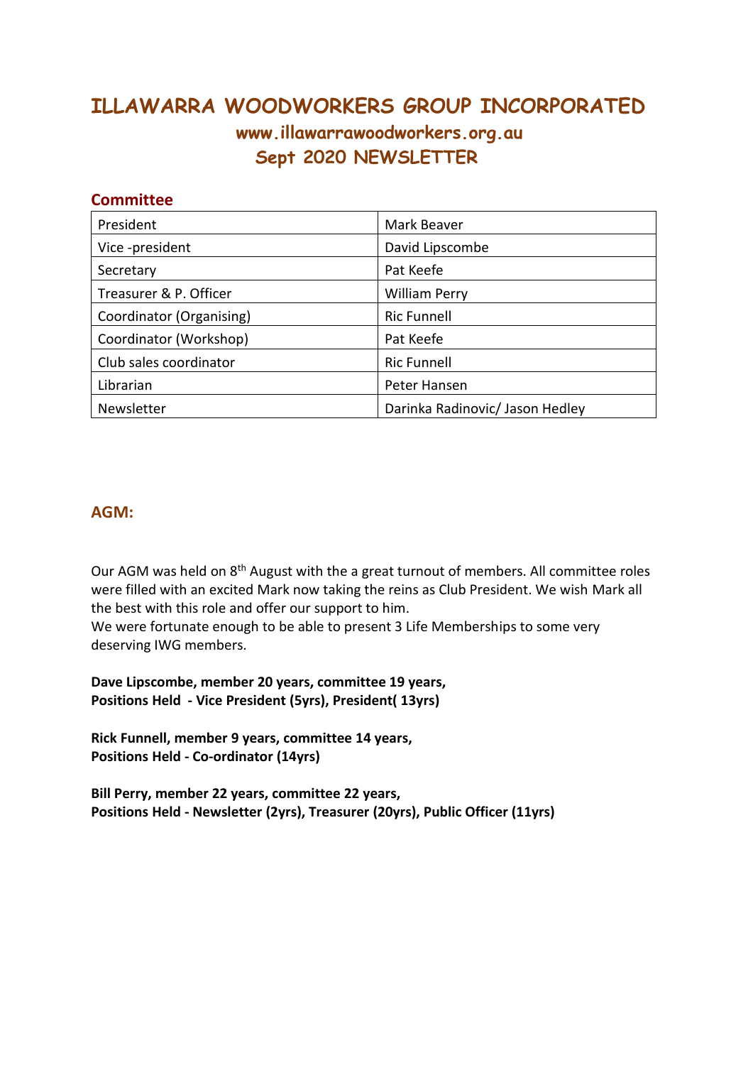# ILLAWARRA WOODWORKERS GROUP INCORPORATED

## www.illawarrawoodworkers.org.au

## Sept 2020 NEWSLETTER

### Committee

| | |
|---|---|
| President | Mark Beaver |
| Vice -president | David Lipscombe |
| Secretary | Pat Keefe |
| Treasurer & P. Officer | William Perry |
| Coordinator (Organising) | Ric Funnell |
| Coordinator (Workshop) | Pat Keefe |
| Club sales coordinator | Ric Funnell |
| Librarian | Peter Hansen |
| Newsletter | Darinka Radinovic/ Jason Hedley |

### AGM:

Our AGM was held on 8th August with the a great turnout of members. All committee roles were filled with an excited Mark now taking the reins as Club President. We wish Mark all the best with this role and offer our support to him.
We were fortunate enough to be able to present 3 Life Memberships to some very deserving IWG members.

**Dave Lipscombe, member 20 years, committee 19 years,**
**Positions Held - Vice President (5yrs), President( 13yrs)**

**Rick Funnell, member 9 years, committee 14 years,**
**Positions Held - Co-ordinator (14yrs)**

**Bill Perry, member 22 years, committee 22 years,**
**Positions Held - Newsletter (2yrs), Treasurer (20yrs), Public Officer (11yrs)**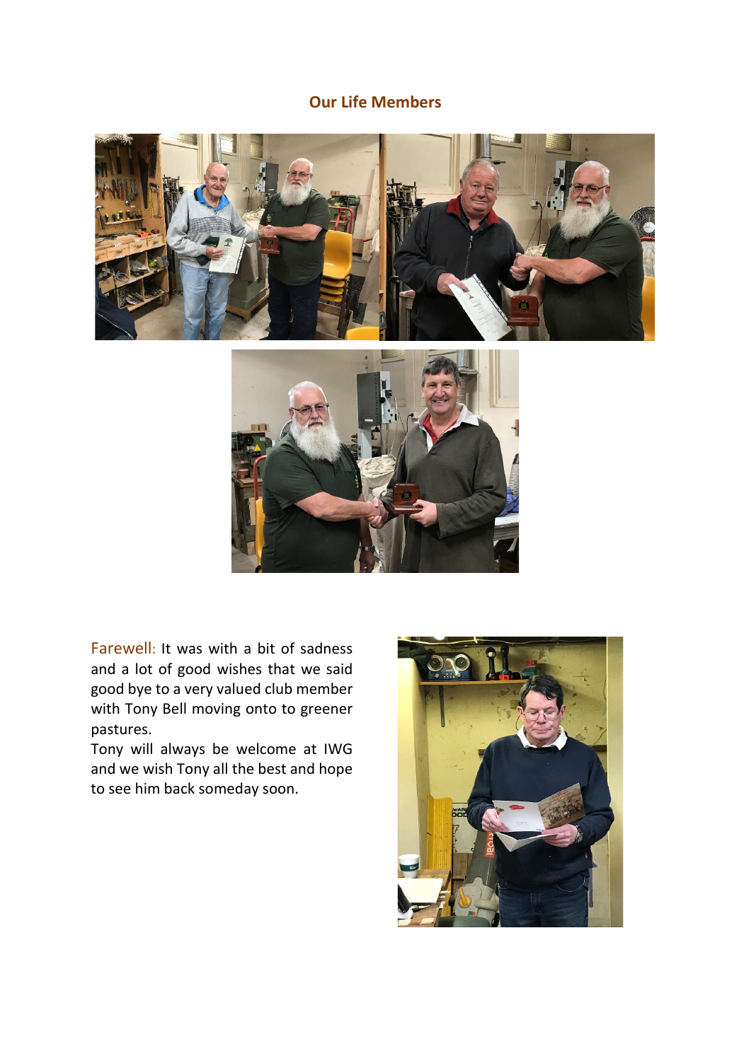## Our Life Members

Farewell: It was with a bit of sadness and a lot of good wishes that we said good bye to a very valued club member with Tony Bell moving onto to greener pastures.

Tony will always be welcome at IWG and we wish Tony all the best and hope to see him back someday soon.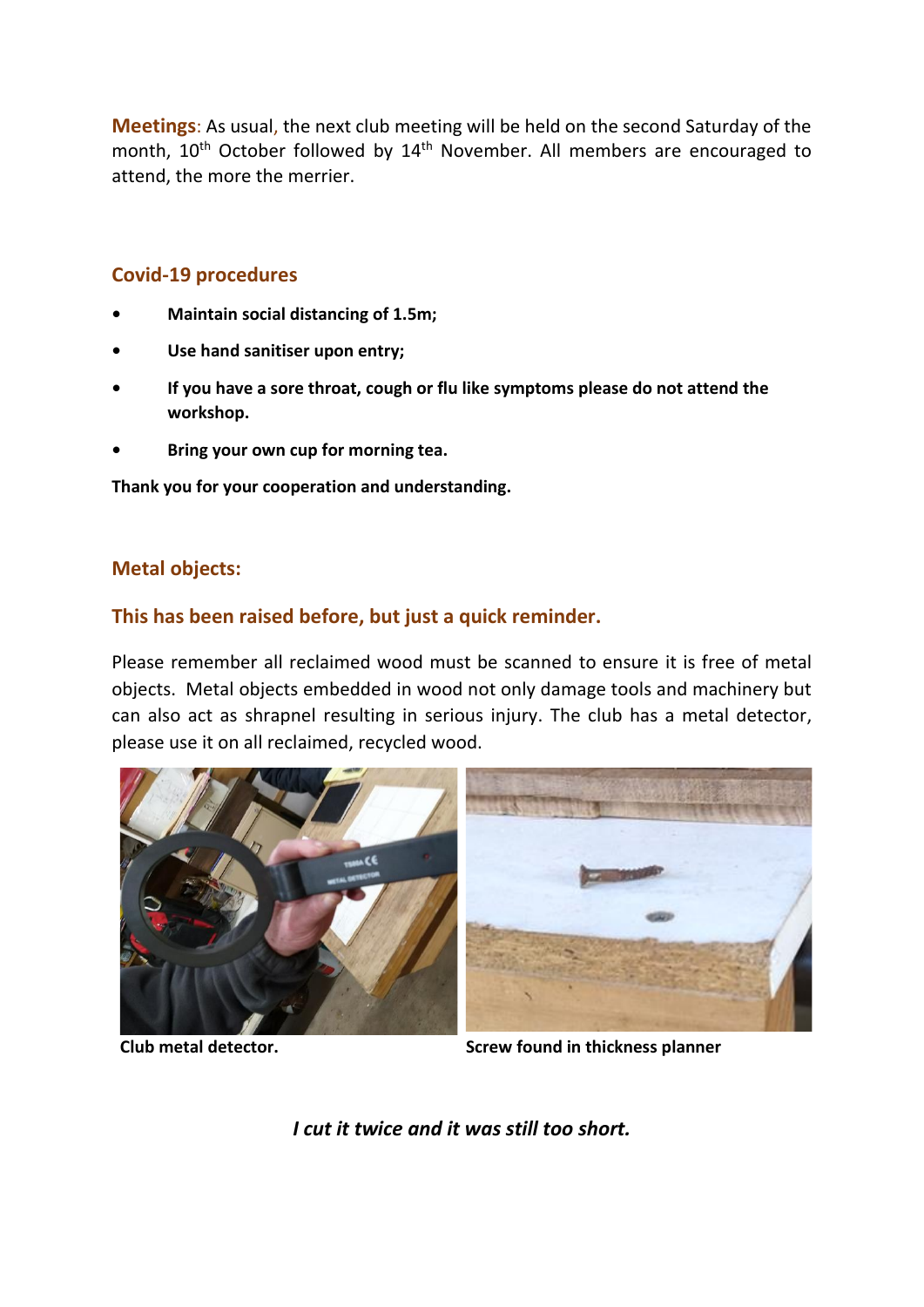**Meetings**: As usual, the next club meeting will be held on the second Saturday of the month, 10th October followed by 14th November. All members are encouraged to attend, the more the merrier.

## Covid-19 procedures

- **Maintain social distancing of 1.5m;**
- **Use hand sanitiser upon entry;**
- **If you have a sore throat, cough or flu like symptoms please do not attend the workshop.**
- **Bring your own cup for morning tea.**

**Thank you for your cooperation and understanding.**

## Metal objects:

### This has been raised before, but just a quick reminder.

Please remember all reclaimed wood must be scanned to ensure it is free of metal objects. Metal objects embedded in wood not only damage tools and machinery but can also act as shrapnel resulting in serious injury. The club has a metal detector, please use it on all reclaimed, recycled wood.

**Club metal detector.**

**Screw found in thickness planner**

***I cut it twice and it was still too short.***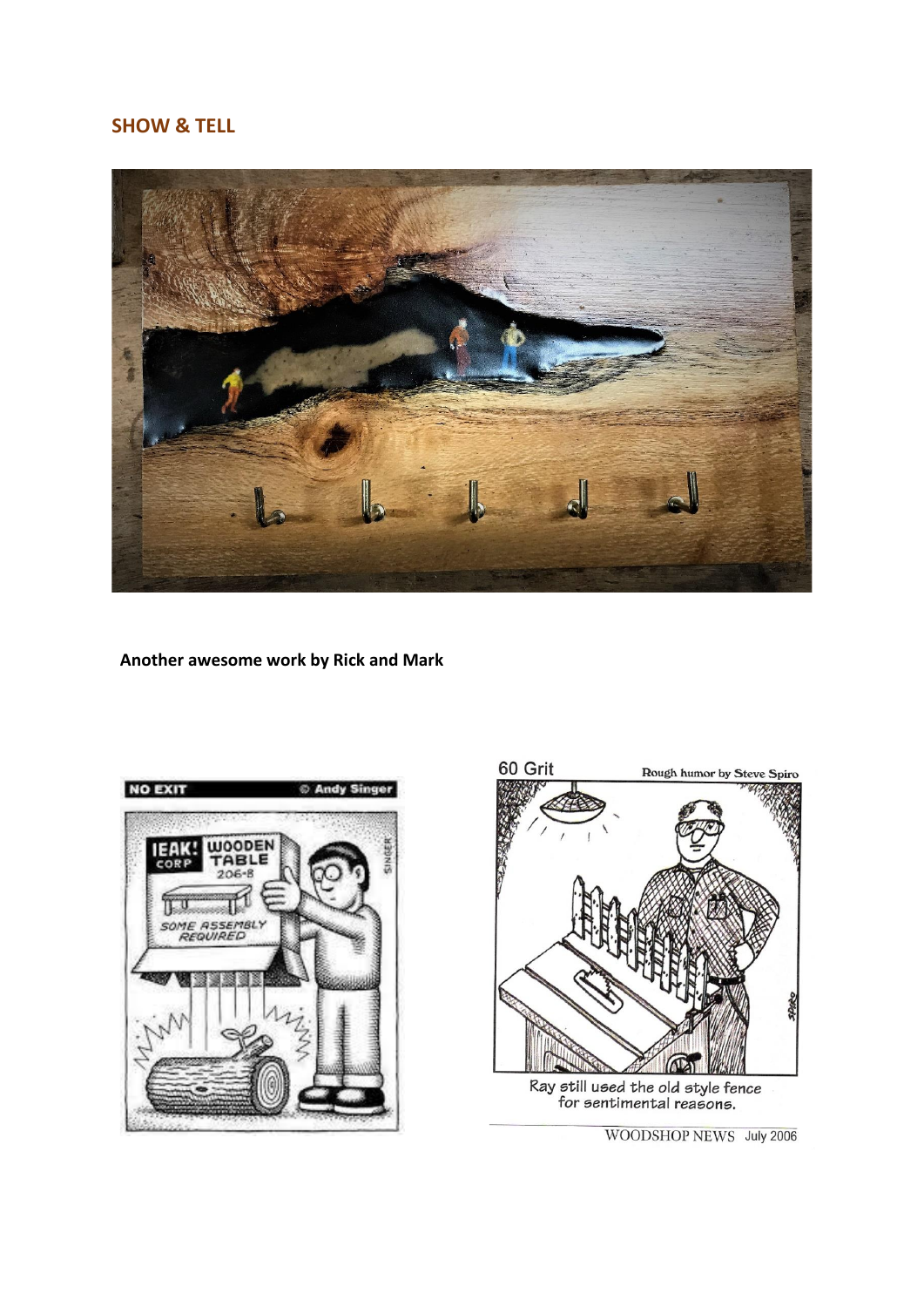## SHOW & TELL

**Another awesome work by Rick and Mark**

NO EXIT © Andy Singer

60 Grit Rough humor by Steve Spiro

Ray still used the old style fence for sentimental reasons.

WOODSHOP NEWS July 2006